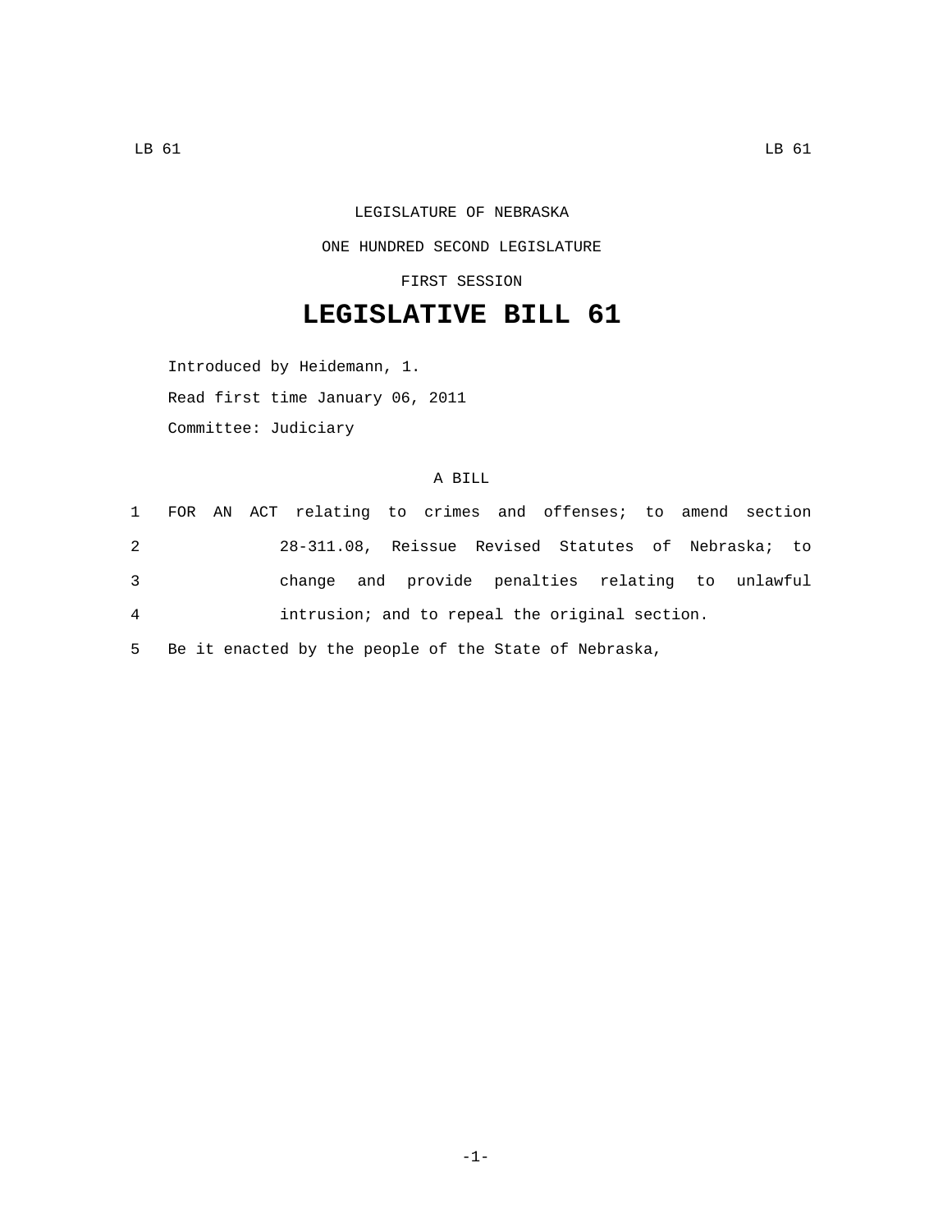LEGISLATURE OF NEBRASKA

ONE HUNDRED SECOND LEGISLATURE

FIRST SESSION

# LEGISLATIVE BILL 61

Introduced by Heidemann, 1.

Read first time January 06, 2011

Committee: Judiciary

A BILL

1 FOR AN ACT relating to crimes and offenses; to amend section
2 28-311.08, Reissue Revised Statutes of Nebraska; to
3 change and provide penalties relating to unlawful
4 intrusion; and to repeal the original section.
5 Be it enacted by the people of the State of Nebraska,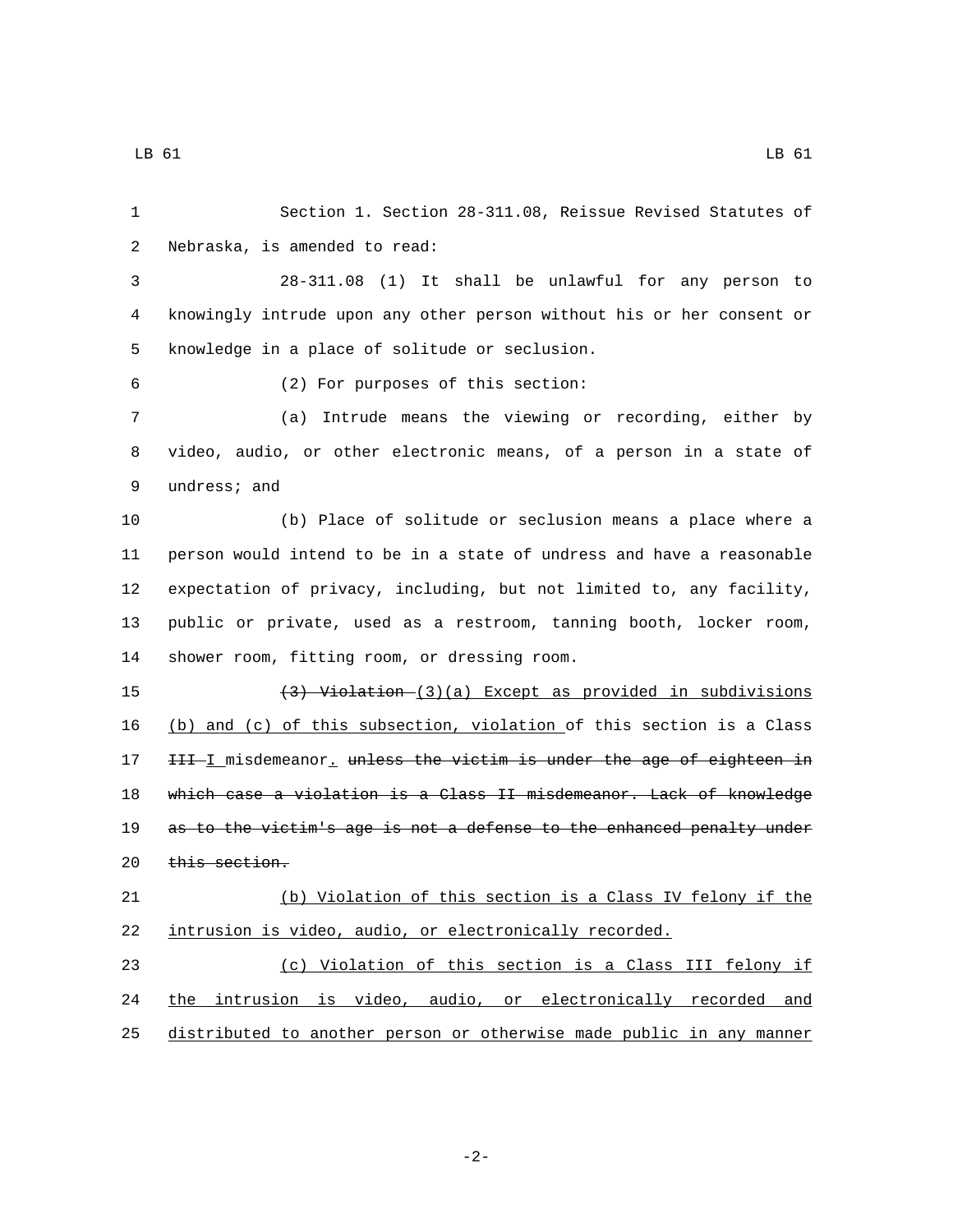Section 1. Section 28-311.08, Reissue Revised Statutes of Nebraska, is amended to read:

28-311.08 (1) It shall be unlawful for any person to knowingly intrude upon any other person without his or her consent or knowledge in a place of solitude or seclusion.

(2) For purposes of this section:

(a) Intrude means the viewing or recording, either by video, audio, or other electronic means, of a person in a state of undress; and

(b) Place of solitude or seclusion means a place where a person would intend to be in a state of undress and have a reasonable expectation of privacy, including, but not limited to, any facility, public or private, used as a restroom, tanning booth, locker room, shower room, fitting room, or dressing room.

~~(3) Violation~~ <u>(3)(a) Except as provided in subdivisions (b) and (c) of this subsection, violation</u> of this section is a Class ~~III~~ <u>I</u> misdemeanor<u>.</u> ~~unless the victim is under the age of eighteen in which case a violation is a Class II misdemeanor. Lack of knowledge as to the victim's age is not a defense to the enhanced penalty under this section.~~

<u>(b) Violation of this section is a Class IV felony if the intrusion is video, audio, or electronically recorded.</u>

<u>(c) Violation of this section is a Class III felony if the intrusion is video, audio, or electronically recorded and distributed to another person or otherwise made public in any manner</u>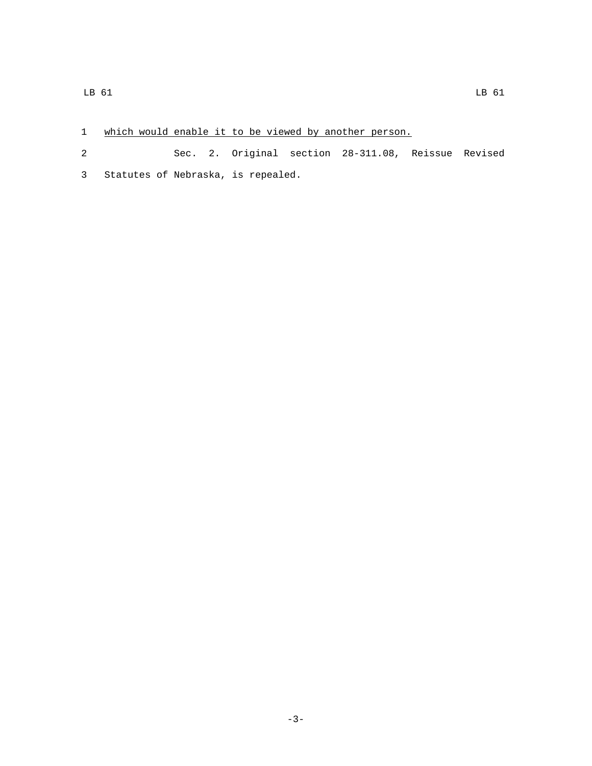1 <u>which would enable it to be viewed by another person.</u>

2 Sec. 2. Original section 28-311.08, Reissue Revised

3 Statutes of Nebraska, is repealed.